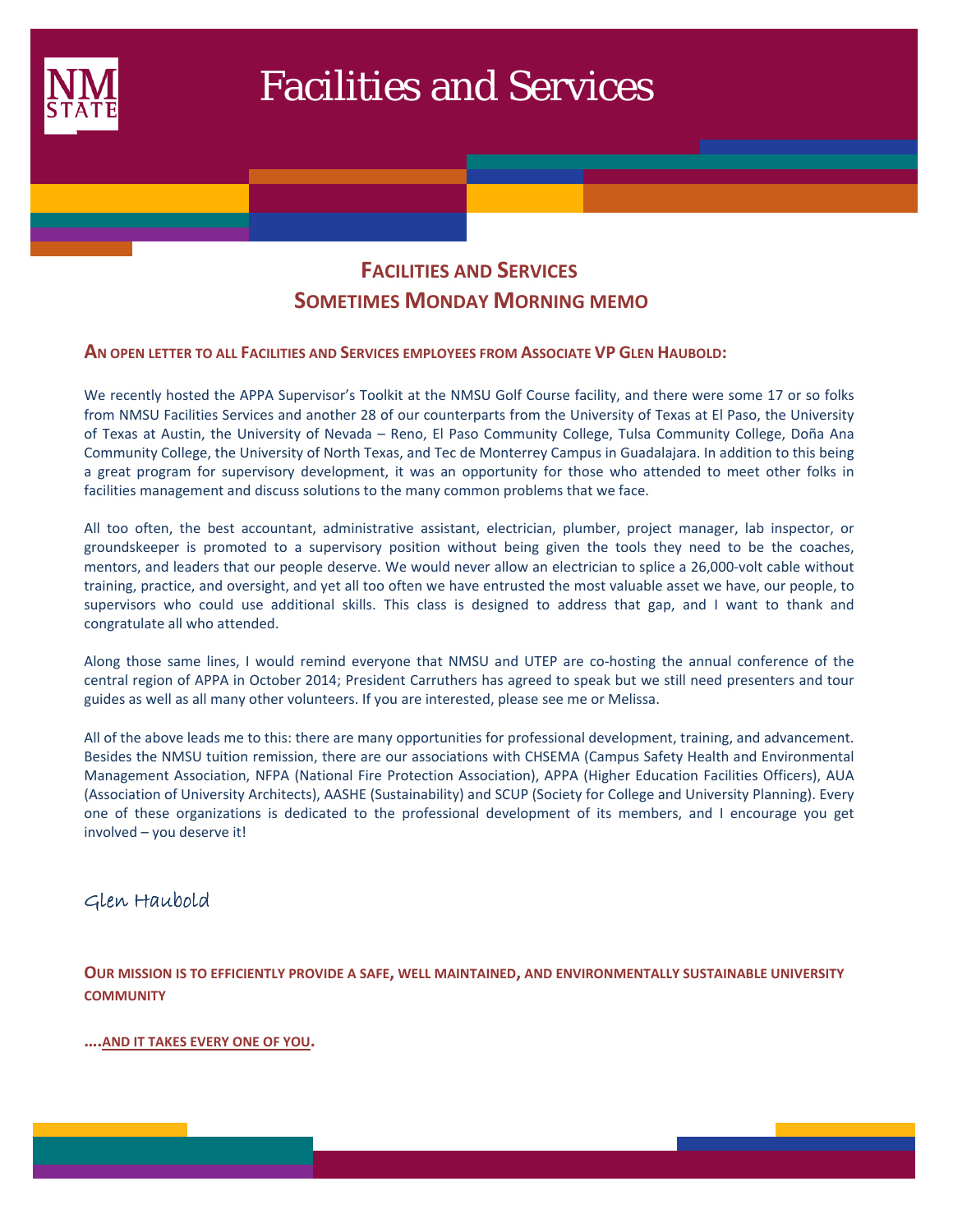# Facilities and Services

## FACILITIES AND SERVICES
## SOMETIMES MONDAY MORNING MEMO

**AN OPEN LETTER TO ALL FACILITIES AND SERVICES EMPLOYEES FROM ASSOCIATE VP GLEN HAUBOLD:**

We recently hosted the APPA Supervisor's Toolkit at the NMSU Golf Course facility, and there were some 17 or so folks from NMSU Facilities Services and another 28 of our counterparts from the University of Texas at El Paso, the University of Texas at Austin, the University of Nevada – Reno, El Paso Community College, Tulsa Community College, Doña Ana Community College, the University of North Texas, and Tec de Monterrey Campus in Guadalajara. In addition to this being a great program for supervisory development, it was an opportunity for those who attended to meet other folks in facilities management and discuss solutions to the many common problems that we face.

All too often, the best accountant, administrative assistant, electrician, plumber, project manager, lab inspector, or groundskeeper is promoted to a supervisory position without being given the tools they need to be the coaches, mentors, and leaders that our people deserve. We would never allow an electrician to splice a 26,000-volt cable without training, practice, and oversight, and yet all too often we have entrusted the most valuable asset we have, our people, to supervisors who could use additional skills. This class is designed to address that gap, and I want to thank and congratulate all who attended.

Along those same lines, I would remind everyone that NMSU and UTEP are co-hosting the annual conference of the central region of APPA in October 2014; President Carruthers has agreed to speak but we still need presenters and tour guides as well as all many other volunteers. If you are interested, please see me or Melissa.

All of the above leads me to this: there are many opportunities for professional development, training, and advancement. Besides the NMSU tuition remission, there are our associations with CHSEMA (Campus Safety Health and Environmental Management Association, NFPA (National Fire Protection Association), APPA (Higher Education Facilities Officers), AUA (Association of University Architects), AASHE (Sustainability) and SCUP (Society for College and University Planning). Every one of these organizations is dedicated to the professional development of its members, and I encourage you get involved – you deserve it!

Glen Haubold

**OUR MISSION IS TO EFFICIENTLY PROVIDE A SAFE, WELL MAINTAINED, AND ENVIRONMENTALLY SUSTAINABLE UNIVERSITY COMMUNITY**

**....AND IT TAKES EVERY ONE OF YOU.**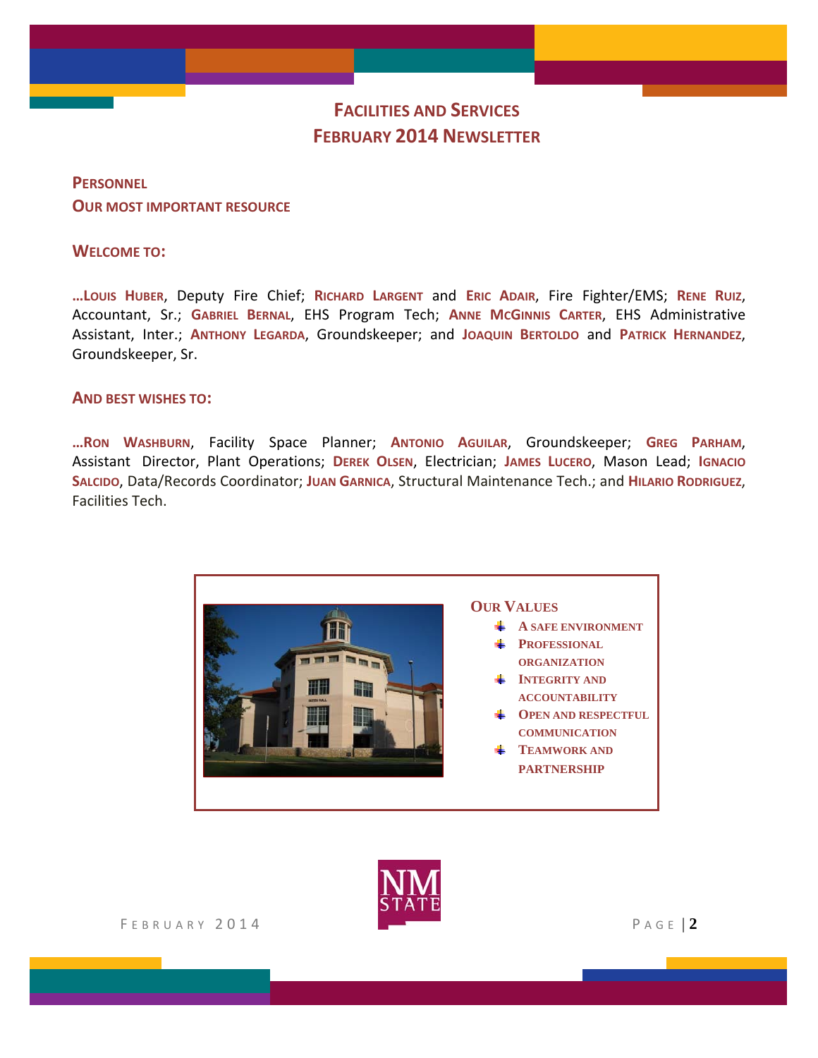# Facilities and Services
# February 2014 Newsletter

## Personnel
## Our most important resource

### Welcome to:

…**Louis Huber**, Deputy Fire Chief; **Richard Largent** and **Eric Adair**, Fire Fighter/EMS; **Rene Ruiz**, Accountant, Sr.; **Gabriel Bernal**, EHS Program Tech; **Anne McGinnis Carter**, EHS Administrative Assistant, Inter.; **Anthony Legarda**, Groundskeeper; and **Joaquin Bertoldo** and **Patrick Hernandez**, Groundskeeper, Sr.

### And best wishes to:

…**Ron Washburn**, Facility Space Planner; **Antonio Aguilar**, Groundskeeper; **Greg Parham**, Assistant Director, Plant Operations; **Derek Olsen**, Electrician; **James Lucero**, Mason Lead; **Ignacio Salcido**, Data/Records Coordinator; **Juan Garnica**, Structural Maintenance Tech.; and **Hilario Rodriguez**, Facilities Tech.

### Our Values

- A safe environment
- Professional organization
- Integrity and accountability
- Open and respectful communication
- Teamwork and partnership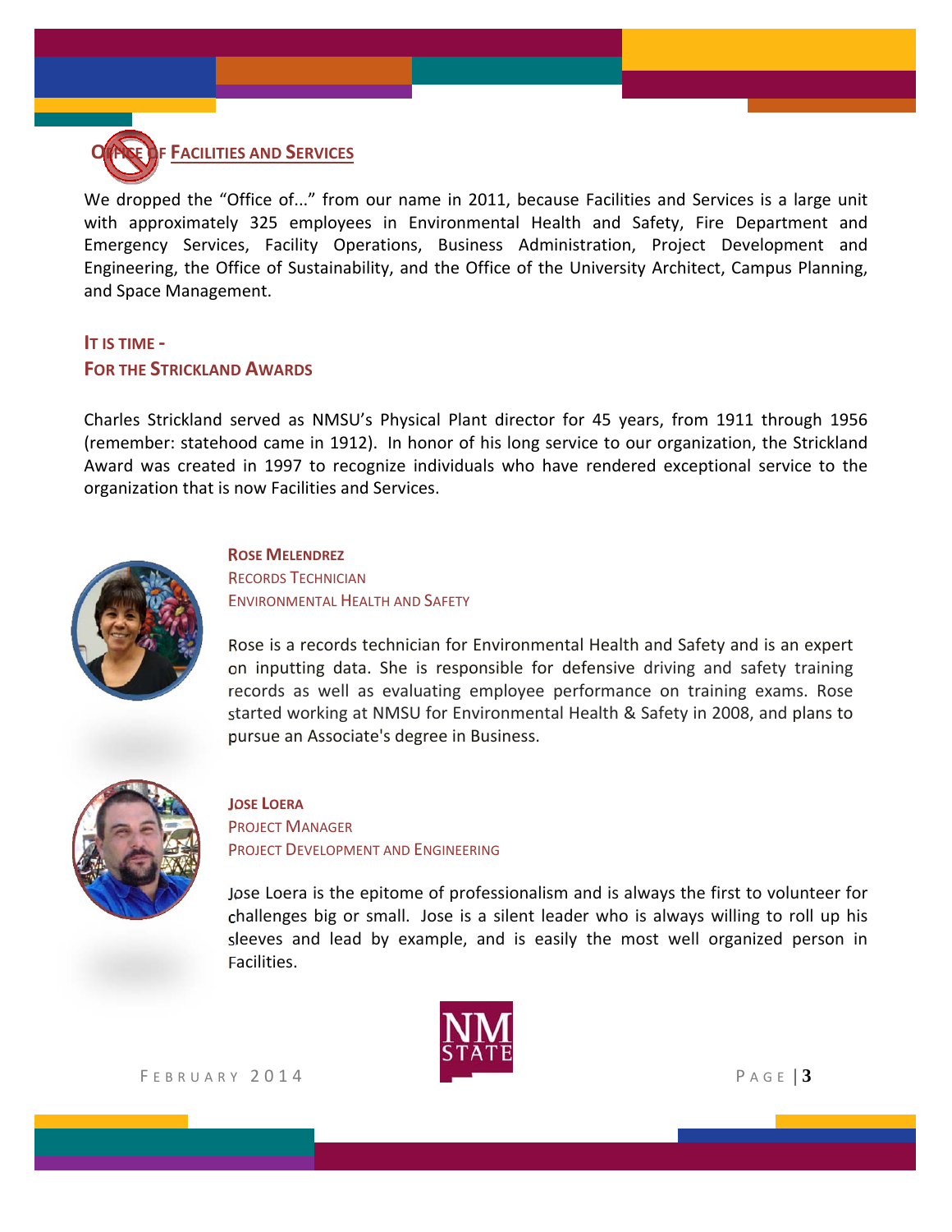## Office of Facilities and Services

We dropped the "Office of..." from our name in 2011, because Facilities and Services is a large unit with approximately 325 employees in Environmental Health and Safety, Fire Department and Emergency Services, Facility Operations, Business Administration, Project Development and Engineering, the Office of Sustainability, and the Office of the University Architect, Campus Planning, and Space Management.

## It is time - For the Strickland Awards

Charles Strickland served as NMSU's Physical Plant director for 45 years, from 1911 through 1956 (remember: statehood came in 1912). In honor of his long service to our organization, the Strickland Award was created in 1997 to recognize individuals who have rendered exceptional service to the organization that is now Facilities and Services.

### Rose Melendrez
Records Technician
Environmental Health and Safety

Rose is a records technician for Environmental Health and Safety and is an expert on inputting data. She is responsible for defensive driving and safety training records as well as evaluating employee performance on training exams. Rose started working at NMSU for Environmental Health & Safety in 2008, and plans to pursue an Associate's degree in Business.

### Jose Loera
Project Manager
Project Development and Engineering

Jose Loera is the epitome of professionalism and is always the first to volunteer for challenges big or small. Jose is a silent leader who is always willing to roll up his sleeves and lead by example, and is easily the most well organized person in Facilities.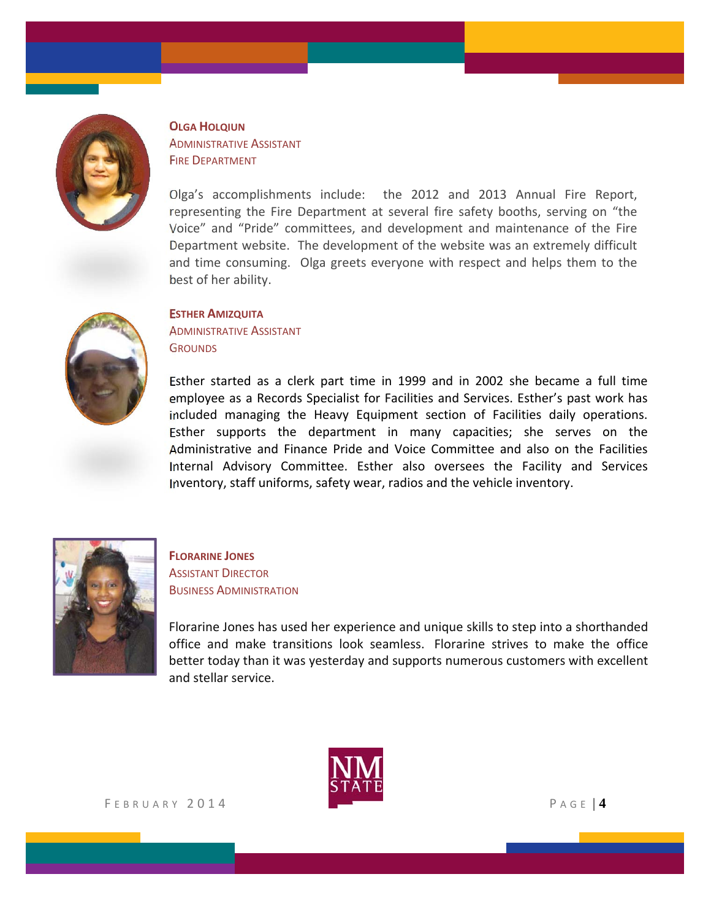**OLGA HOLQIUN**
ADMINISTRATIVE ASSISTANT
FIRE DEPARTMENT

Olga's accomplishments include: the 2012 and 2013 Annual Fire Report, representing the Fire Department at several fire safety booths, serving on "the Voice" and "Pride" committees, and development and maintenance of the Fire Department website. The development of the website was an extremely difficult and time consuming. Olga greets everyone with respect and helps them to the best of her ability.

**ESTHER AMIZQUITA**
ADMINISTRATIVE ASSISTANT
GROUNDS

Esther started as a clerk part time in 1999 and in 2002 she became a full time employee as a Records Specialist for Facilities and Services. Esther's past work has included managing the Heavy Equipment section of Facilities daily operations. Esther supports the department in many capacities; she serves on the Administrative and Finance Pride and Voice Committee and also on the Facilities Internal Advisory Committee. Esther also oversees the Facility and Services Inventory, staff uniforms, safety wear, radios and the vehicle inventory.

**FLORARINE JONES**
ASSISTANT DIRECTOR
BUSINESS ADMINISTRATION

Florarine Jones has used her experience and unique skills to step into a shorthanded office and make transitions look seamless. Florarine strives to make the office better today than it was yesterday and supports numerous customers with excellent and stellar service.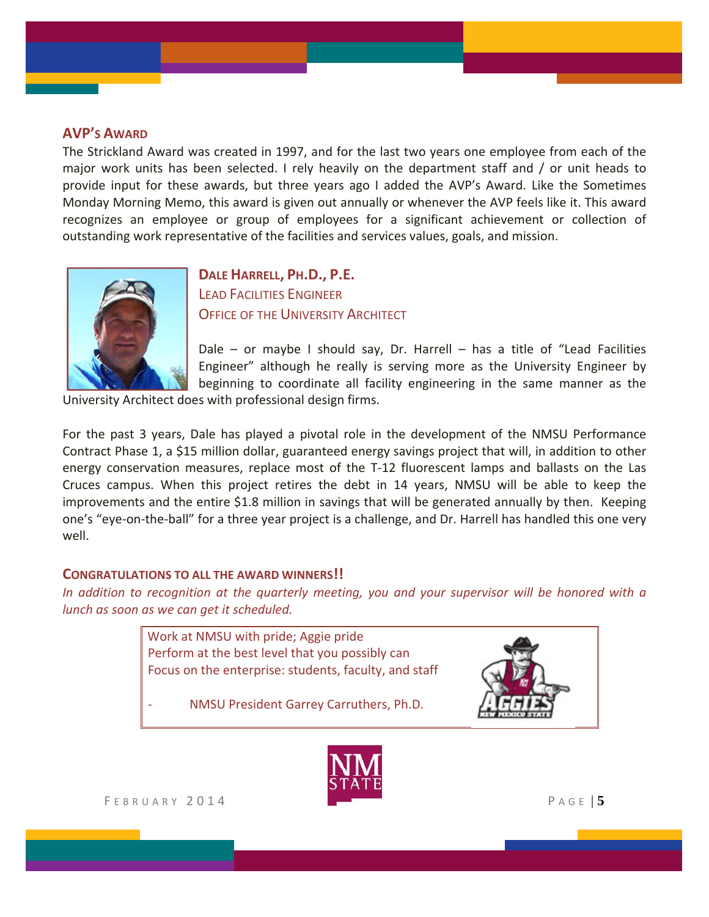## AVP's Award

The Strickland Award was created in 1997, and for the last two years one employee from each of the major work units has been selected. I rely heavily on the department staff and / or unit heads to provide input for these awards, but three years ago I added the AVP's Award. Like the Sometimes Monday Morning Memo, this award is given out annually or whenever the AVP feels like it. This award recognizes an employee or group of employees for a significant achievement or collection of outstanding work representative of the facilities and services values, goals, and mission.

### Dale Harrell, Ph.D., P.E.

Lead Facilities Engineer
Office of the University Architect

Dale – or maybe I should say, Dr. Harrell – has a title of "Lead Facilities Engineer" although he really is serving more as the University Engineer by beginning to coordinate all facility engineering in the same manner as the University Architect does with professional design firms.

For the past 3 years, Dale has played a pivotal role in the development of the NMSU Performance Contract Phase 1, a $15 million dollar, guaranteed energy savings project that will, in addition to other energy conservation measures, replace most of the T-12 fluorescent lamps and ballasts on the Las Cruces campus. When this project retires the debt in 14 years, NMSU will be able to keep the improvements and the entire $1.8 million in savings that will be generated annually by then. Keeping one's "eye-on-the-ball" for a three year project is a challenge, and Dr. Harrell has handled this one very well.

## Congratulations to all the award winners!!

*In addition to recognition at the quarterly meeting, you and your supervisor will be honored with a lunch as soon as we can get it scheduled.*

> Work at NMSU with pride; Aggie pride
> Perform at the best level that you possibly can
> Focus on the enterprise: students, faculty, and staff
>
> \- NMSU President Garrey Carruthers, Ph.D.

February 2014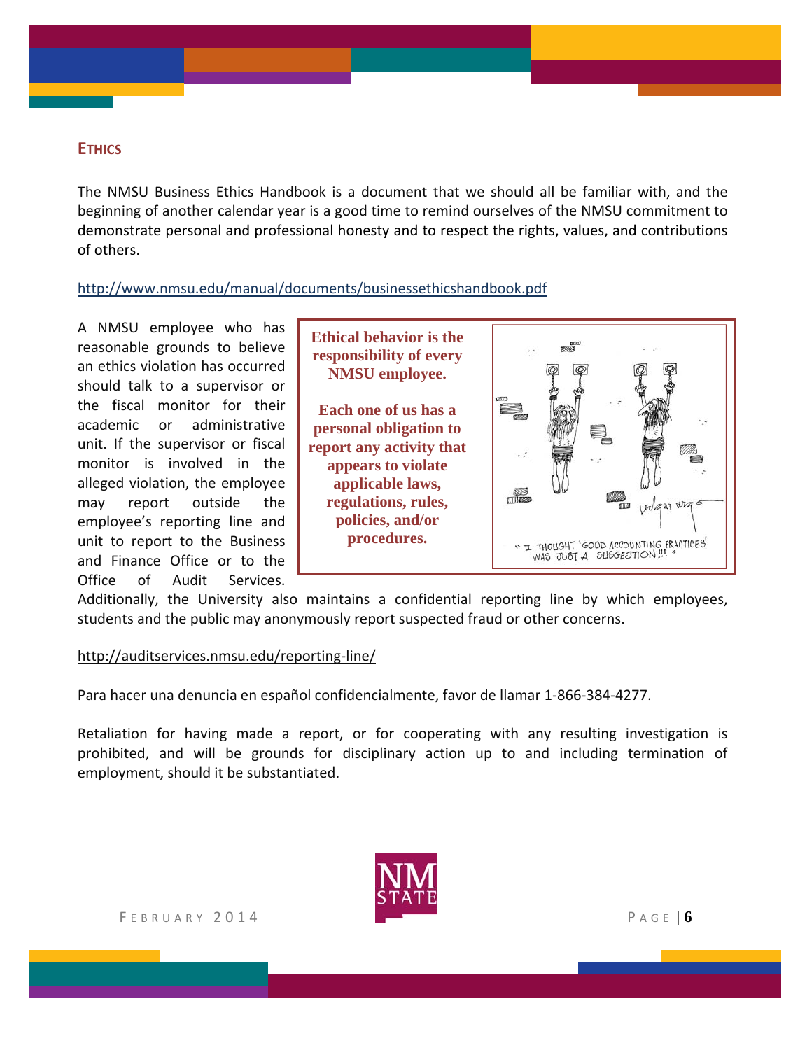## ETHICS

The NMSU Business Ethics Handbook is a document that we should all be familiar with, and the beginning of another calendar year is a good time to remind ourselves of the NMSU commitment to demonstrate personal and professional honesty and to respect the rights, values, and contributions of others.

http://www.nmsu.edu/manual/documents/businessethicshandbook.pdf

A NMSU employee who has reasonable grounds to believe an ethics violation has occurred should talk to a supervisor or the fiscal monitor for their academic or administrative unit. If the supervisor or fiscal monitor is involved in the alleged violation, the employee may report outside the employee's reporting line and unit to report to the Business and Finance Office or to the Office of Audit Services. Additionally, the University also maintains a confidential reporting line by which employees, students and the public may anonymously report suspected fraud or other concerns.

**Ethical behavior is the responsibility of every NMSU employee.**

**Each one of us has a personal obligation to report any activity that appears to violate applicable laws, regulations, rules, policies, and/or procedures.**

"I THOUGHT 'GOOD ACCOUNTING PRACTICES' WAS JUST A SUGGESTION!!!"

http://auditservices.nmsu.edu/reporting-line/

Para hacer una denuncia en español confidencialmente, favor de llamar 1-866-384-4277.

Retaliation for having made a report, or for cooperating with any resulting investigation is prohibited, and will be grounds for disciplinary action up to and including termination of employment, should it be substantiated.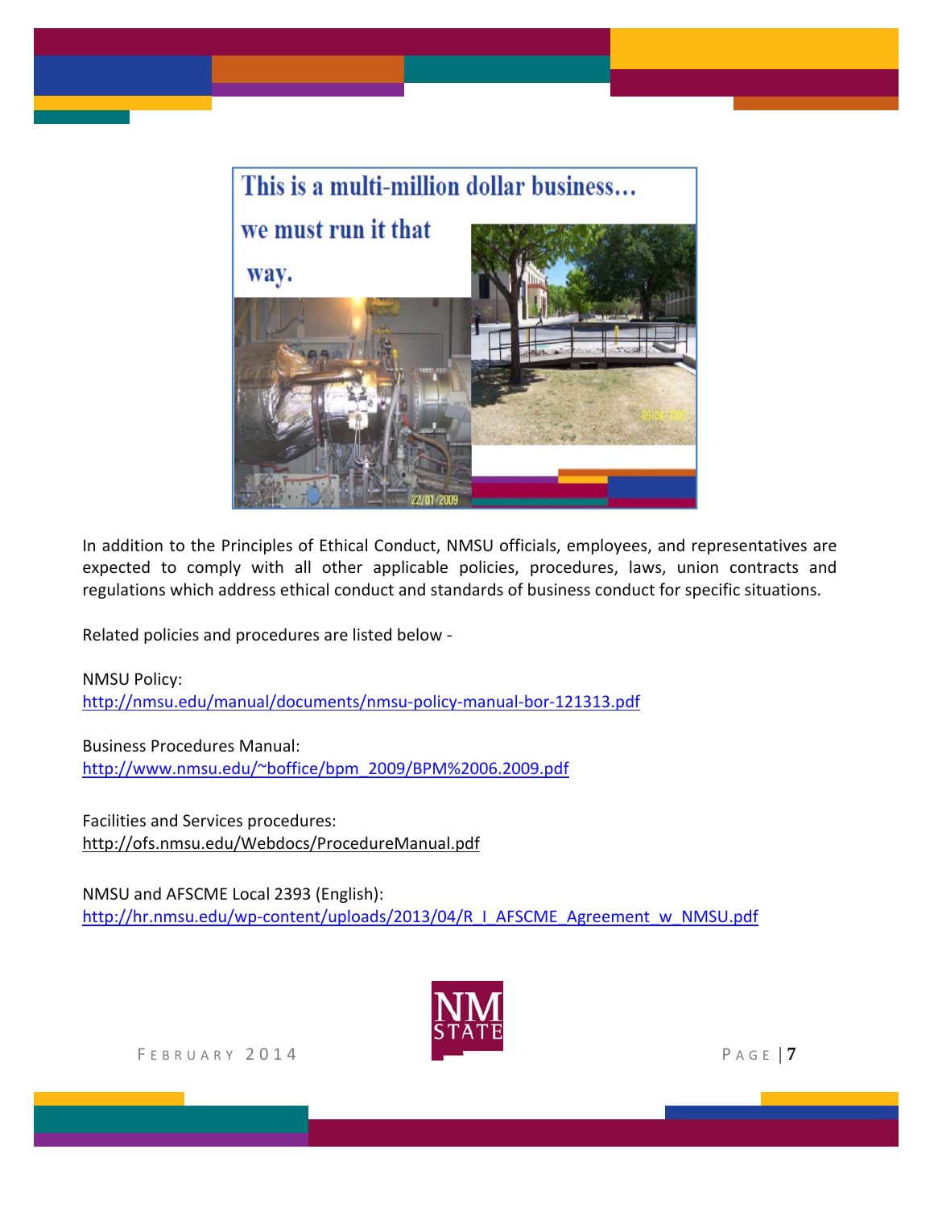This is a multi-million dollar business… we must run it that way.

In addition to the Principles of Ethical Conduct, NMSU officials, employees, and representatives are expected to comply with all other applicable policies, procedures, laws, union contracts and regulations which address ethical conduct and standards of business conduct for specific situations.

Related policies and procedures are listed below -

NMSU Policy:
http://nmsu.edu/manual/documents/nmsu-policy-manual-bor-121313.pdf

Business Procedures Manual:
http://www.nmsu.edu/~boffice/bpm_2009/BPM%2006.2009.pdf

Facilities and Services procedures:
http://ofs.nmsu.edu/Webdocs/ProcedureManual.pdf

NMSU and AFSCME Local 2393 (English):
http://hr.nmsu.edu/wp-content/uploads/2013/04/R_I_AFSCME_Agreement_w_NMSU.pdf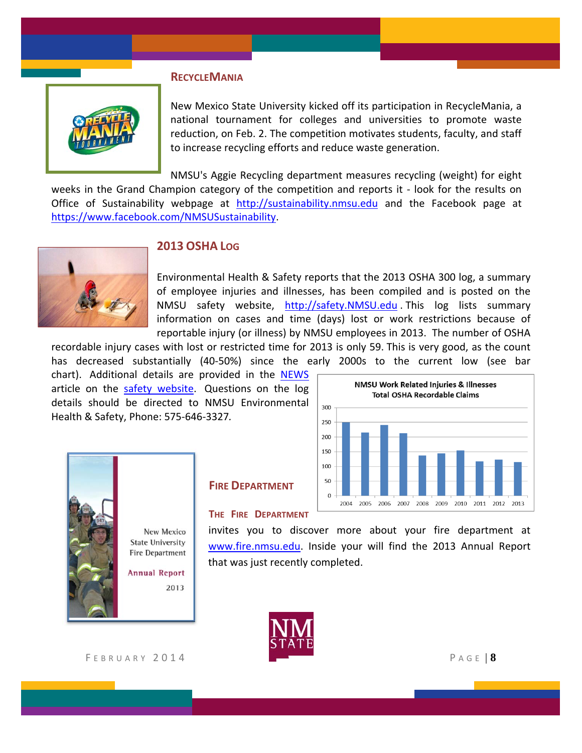## RecycleMania

New Mexico State University kicked off its participation in RecycleMania, a national tournament for colleges and universities to promote waste reduction, on Feb. 2. The competition motivates students, faculty, and staff to increase recycling efforts and reduce waste generation.

NMSU's Aggie Recycling department measures recycling (weight) for eight weeks in the Grand Champion category of the competition and reports it - look for the results on Office of Sustainability webpage at http://sustainability.nmsu.edu and the Facebook page at https://www.facebook.com/NMSUSustainability.

## 2013 OSHA Log

Environmental Health & Safety reports that the 2013 OSHA 300 log, a summary of employee injuries and illnesses, has been compiled and is posted on the NMSU safety website, http://safety.NMSU.edu . This log lists summary information on cases and time (days) lost or work restrictions because of reportable injury (or illness) by NMSU employees in 2013. The number of OSHA recordable injury cases with lost or restricted time for 2013 is only 59. This is very good, as the count has decreased substantially (40-50%) since the early 2000s to the current low (see bar chart). Additional details are provided in the NEWS article on the safety website. Questions on the log details should be directed to NMSU Environmental Health & Safety, Phone: 575-646-3327.

**NMSU Work Related Injuries & Illnesses**
**Total OSHA Recordable Claims**

| Year | Claims (approx.) |
|---|---|
| 2004 | 250 |
| 2005 | 215 |
| 2006 | 240 |
| 2007 | 212 |
| 2008 | 137 |
| 2009 | 144 |
| 2010 | 153 |
| 2011 | 117 |
| 2012 | 122 |
| 2013 | 114 |

## Fire Department

New Mexico State University Fire Department Annual Report 2013

**The Fire Department** invites you to discover more about your fire department at www.fire.nmsu.edu. Inside your will find the 2013 Annual Report that was just recently completed.

February 2014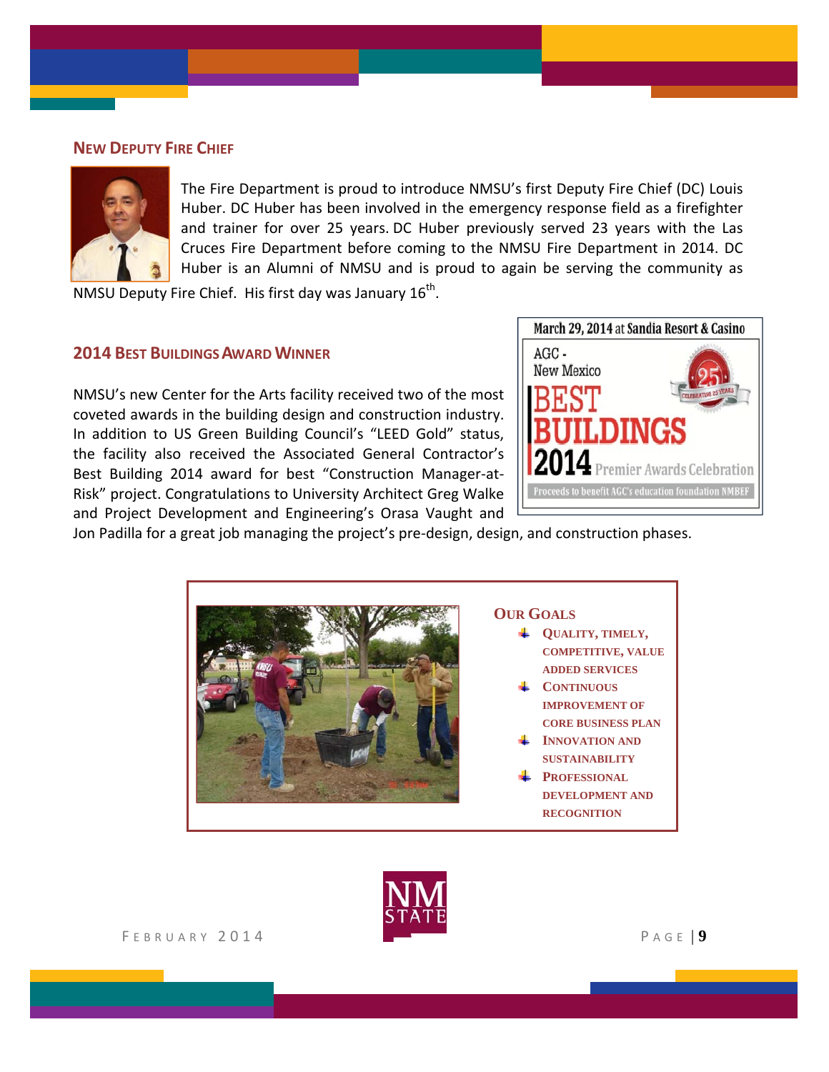## New Deputy Fire Chief

The Fire Department is proud to introduce NMSU's first Deputy Fire Chief (DC) Louis Huber. DC Huber has been involved in the emergency response field as a firefighter and trainer for over 25 years. DC Huber previously served 23 years with the Las Cruces Fire Department before coming to the NMSU Fire Department in 2014. DC Huber is an Alumni of NMSU and is proud to again be serving the community as NMSU Deputy Fire Chief. His first day was January 16th.

## 2014 Best Buildings Award Winner

NMSU's new Center for the Arts facility received two of the most coveted awards in the building design and construction industry. In addition to US Green Building Council's "LEED Gold" status, the facility also received the Associated General Contractor's Best Building 2014 award for best "Construction Manager-at-Risk" project. Congratulations to University Architect Greg Walke and Project Development and Engineering's Orasa Vaught and Jon Padilla for a great job managing the project's pre-design, design, and construction phases.

March 29, 2014 at Sandia Resort & Casino

AGC - New Mexico

BEST BUILDINGS 2014 Premier Awards Celebration

Proceeds to benefit AGC's education foundation NMBEF

### Our Goals

- Quality, timely, competitive, value added services
- Continuous improvement of core business plan
- Innovation and sustainability
- Professional development and recognition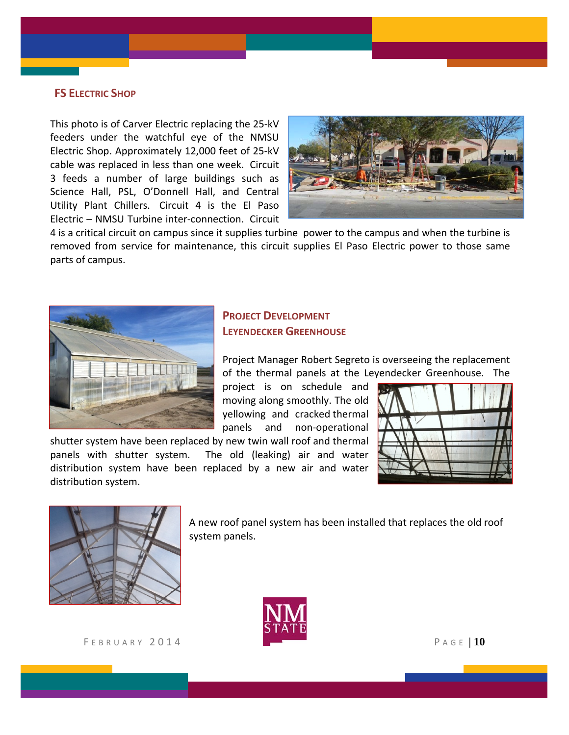## FS Electric Shop

This photo is of Carver Electric replacing the 25-kV feeders under the watchful eye of the NMSU Electric Shop. Approximately 12,000 feet of 25-kV cable was replaced in less than one week. Circuit 3 feeds a number of large buildings such as Science Hall, PSL, O'Donnell Hall, and Central Utility Plant Chillers. Circuit 4 is the El Paso Electric – NMSU Turbine inter-connection. Circuit 4 is a critical circuit on campus since it supplies turbine power to the campus and when the turbine is removed from service for maintenance, this circuit supplies El Paso Electric power to those same parts of campus.

## Project Development
### Leyendecker Greenhouse

Project Manager Robert Segreto is overseeing the replacement of the thermal panels at the Leyendecker Greenhouse. The project is on schedule and moving along smoothly. The old yellowing and cracked thermal panels and non-operational shutter system have been replaced by new twin wall roof and thermal panels with shutter system. The old (leaking) air and water distribution system have been replaced by a new air and water distribution system.

A new roof panel system has been installed that replaces the old roof system panels.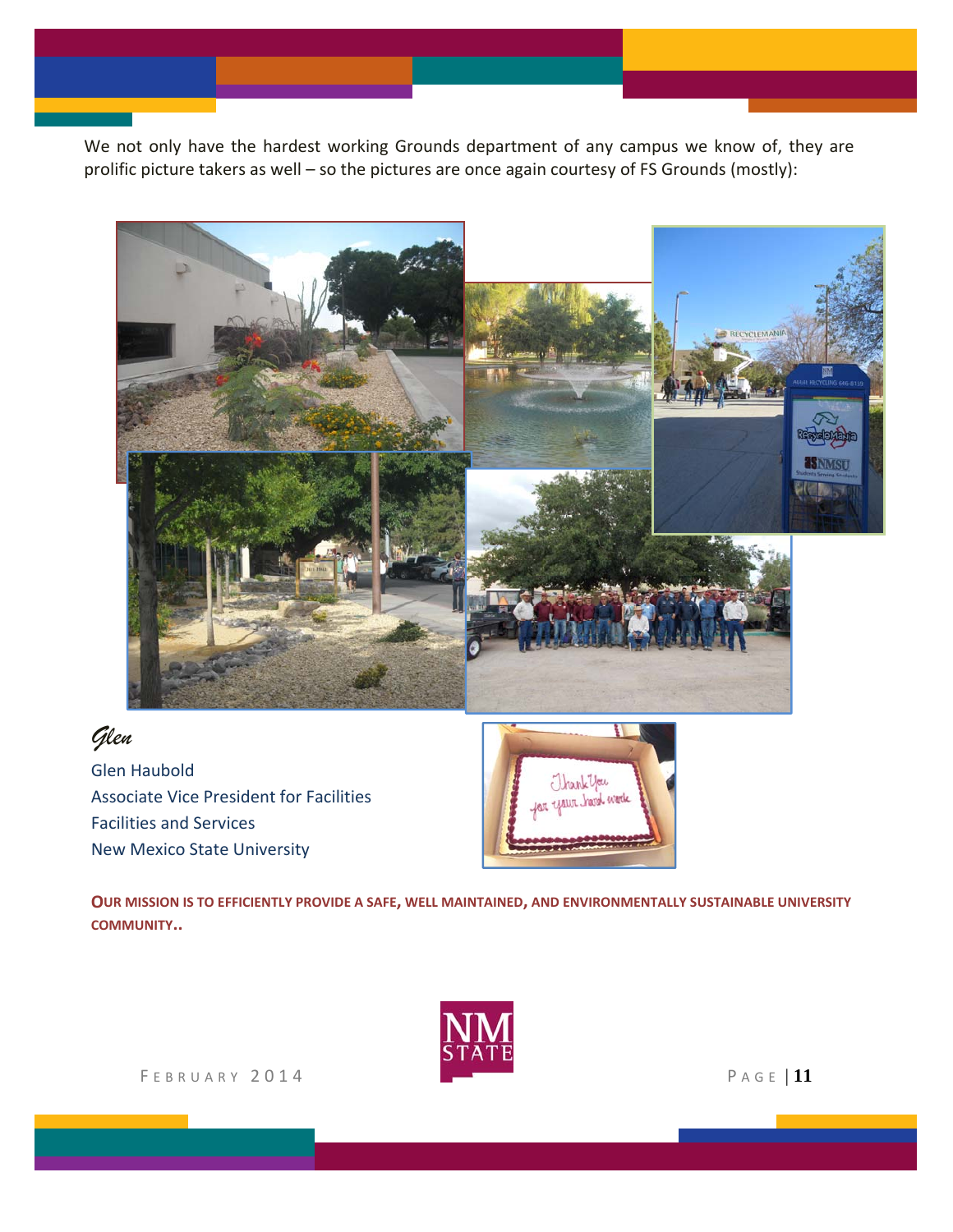We not only have the hardest working Grounds department of any campus we know of, they are prolific picture takers as well – so the pictures are once again courtesy of FS Grounds (mostly):

*Glen*

Glen Haubold
Associate Vice President for Facilities
Facilities and Services
New Mexico State University

**OUR MISSION IS TO EFFICIENTLY PROVIDE A SAFE, WELL MAINTAINED, AND ENVIRONMENTALLY SUSTAINABLE UNIVERSITY COMMUNITY..**